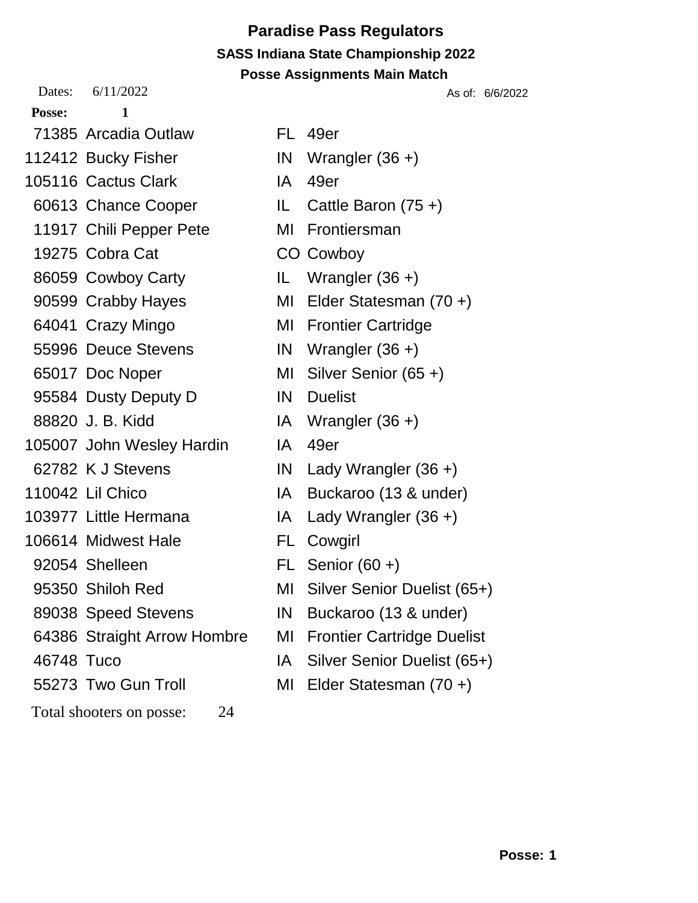# Paradise Pass Regulators

## SASS Indiana State Championship 2022

### Posse Assignments Main Match

Dates: 6/11/2022 As of: 6/6/2022

**Posse: 1**

| SASS # | Alias | State | Category |
|---|---|---|---|
| 71385 | Arcadia Outlaw | FL | 49er |
| 112412 | Bucky Fisher | IN | Wrangler (36 +) |
| 105116 | Cactus Clark | IA | 49er |
| 60613 | Chance Cooper | IL | Cattle Baron (75 +) |
| 11917 | Chili Pepper Pete | MI | Frontiersman |
| 19275 | Cobra Cat | CO | Cowboy |
| 86059 | Cowboy Carty | IL | Wrangler (36 +) |
| 90599 | Crabby Hayes | MI | Elder Statesman (70 +) |
| 64041 | Crazy Mingo | MI | Frontier Cartridge |
| 55996 | Deuce Stevens | IN | Wrangler (36 +) |
| 65017 | Doc Noper | MI | Silver Senior (65 +) |
| 95584 | Dusty Deputy D | IN | Duelist |
| 88820 | J. B. Kidd | IA | Wrangler (36 +) |
| 105007 | John Wesley Hardin | IA | 49er |
| 62782 | K J Stevens | IN | Lady Wrangler (36 +) |
| 110042 | Lil Chico | IA | Buckaroo (13 & under) |
| 103977 | Little Hermana | IA | Lady Wrangler (36 +) |
| 106614 | Midwest Hale | FL | Cowgirl |
| 92054 | Shelleen | FL | Senior (60 +) |
| 95350 | Shiloh Red | MI | Silver Senior Duelist (65+) |
| 89038 | Speed Stevens | IN | Buckaroo (13 & under) |
| 64386 | Straight Arrow Hombre | MI | Frontier Cartridge Duelist |
| 46748 | Tuco | IA | Silver Senior Duelist (65+) |
| 55273 | Two Gun Troll | MI | Elder Statesman (70 +) |

Total shooters on posse: 24

**Posse: 1**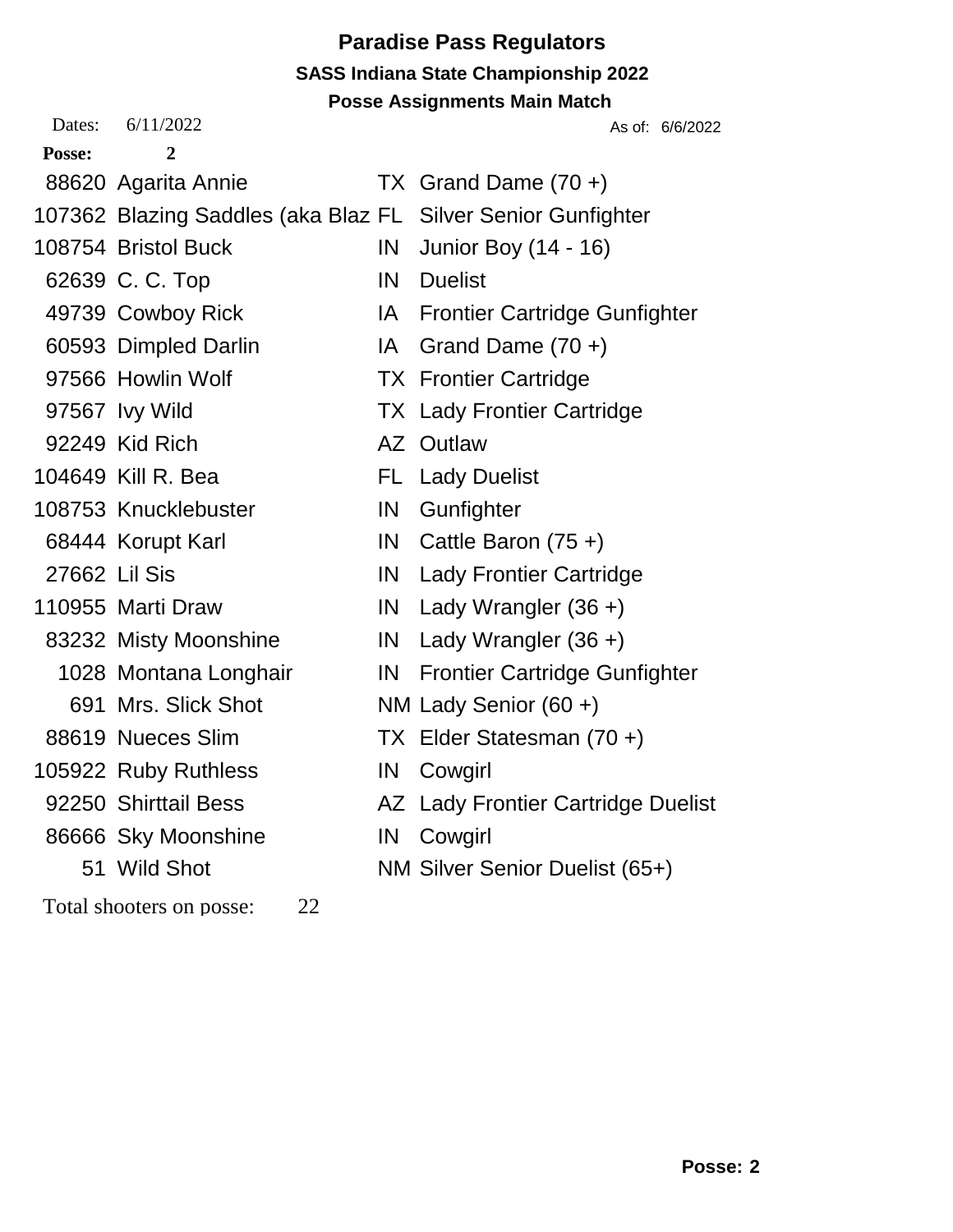# Paradise Pass Regulators

## SASS Indiana State Championship 2022

### Posse Assignments Main Match

Dates: 6/11/2022 As of: 6/6/2022

**Posse: 2**

| | | | |
|---|---|---|---|
| 88620 | Agarita Annie | TX | Grand Dame (70 +) |
| 107362 | Blazing Saddles (aka Blaz | FL | Silver Senior Gunfighter |
| 108754 | Bristol Buck | IN | Junior Boy (14 - 16) |
| 62639 | C. C. Top | IN | Duelist |
| 49739 | Cowboy Rick | IA | Frontier Cartridge Gunfighter |
| 60593 | Dimpled Darlin | IA | Grand Dame (70 +) |
| 97566 | Howlin Wolf | TX | Frontier Cartridge |
| 97567 | Ivy Wild | TX | Lady Frontier Cartridge |
| 92249 | Kid Rich | AZ | Outlaw |
| 104649 | Kill R. Bea | FL | Lady Duelist |
| 108753 | Knucklebuster | IN | Gunfighter |
| 68444 | Korupt Karl | IN | Cattle Baron (75 +) |
| 27662 | Lil Sis | IN | Lady Frontier Cartridge |
| 110955 | Marti Draw | IN | Lady Wrangler (36 +) |
| 83232 | Misty Moonshine | IN | Lady Wrangler (36 +) |
| 1028 | Montana Longhair | IN | Frontier Cartridge Gunfighter |
| 691 | Mrs. Slick Shot | NM | Lady Senior (60 +) |
| 88619 | Nueces Slim | TX | Elder Statesman (70 +) |
| 105922 | Ruby Ruthless | IN | Cowgirl |
| 92250 | Shirttail Bess | AZ | Lady Frontier Cartridge Duelist |
| 86666 | Sky Moonshine | IN | Cowgirl |
| 51 | Wild Shot | NM | Silver Senior Duelist (65+) |

Total shooters on posse: 22

**Posse: 2**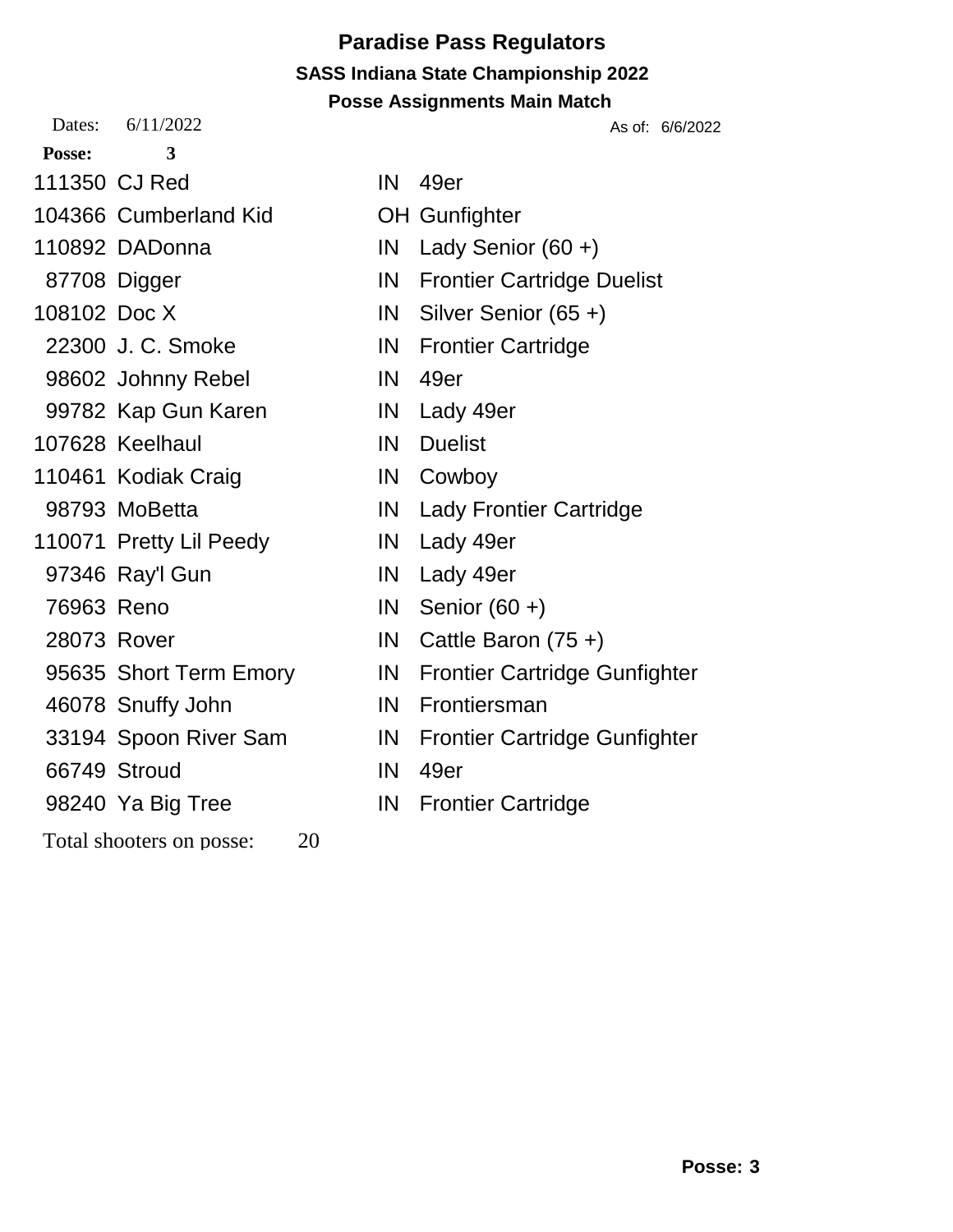# Paradise Pass Regulators

## SASS Indiana State Championship 2022

### Posse Assignments Main Match

Dates: 6/11/2022 As of: 6/6/2022

**Posse: 3**

| SASS # | Alias | State | Category |
|---|---|---|---|
| 111350 | CJ Red | IN | 49er |
| 104366 | Cumberland Kid | OH | Gunfighter |
| 110892 | DADonna | IN | Lady Senior (60 +) |
| 87708 | Digger | IN | Frontier Cartridge Duelist |
| 108102 | Doc X | IN | Silver Senior (65 +) |
| 22300 | J. C. Smoke | IN | Frontier Cartridge |
| 98602 | Johnny Rebel | IN | 49er |
| 99782 | Kap Gun Karen | IN | Lady 49er |
| 107628 | Keelhaul | IN | Duelist |
| 110461 | Kodiak Craig | IN | Cowboy |
| 98793 | MoBetta | IN | Lady Frontier Cartridge |
| 110071 | Pretty Lil Peedy | IN | Lady 49er |
| 97346 | Ray'l Gun | IN | Lady 49er |
| 76963 | Reno | IN | Senior (60 +) |
| 28073 | Rover | IN | Cattle Baron (75 +) |
| 95635 | Short Term Emory | IN | Frontier Cartridge Gunfighter |
| 46078 | Snuffy John | IN | Frontiersman |
| 33194 | Spoon River Sam | IN | Frontier Cartridge Gunfighter |
| 66749 | Stroud | IN | 49er |
| 98240 | Ya Big Tree | IN | Frontier Cartridge |

Total shooters on posse: 20

**Posse: 3**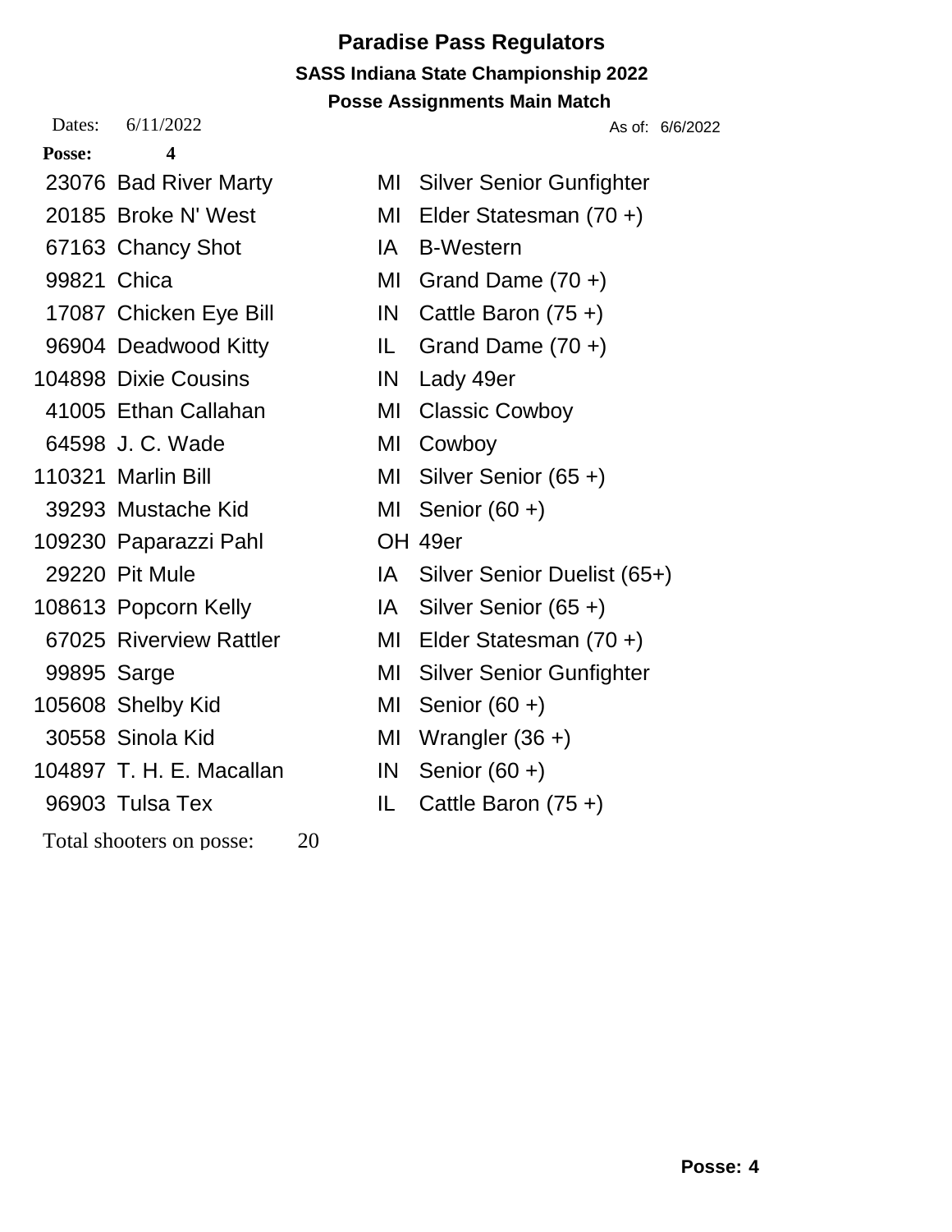# Paradise Pass Regulators

## SASS Indiana State Championship 2022

### Posse Assignments Main Match

Dates: 6/11/2022 As of: 6/6/2022

**Posse: 4**

| | | | |
|---|---|---|---|
| 23076 | Bad River Marty | MI | Silver Senior Gunfighter |
| 20185 | Broke N' West | MI | Elder Statesman (70 +) |
| 67163 | Chancy Shot | IA | B-Western |
| 99821 | Chica | MI | Grand Dame (70 +) |
| 17087 | Chicken Eye Bill | IN | Cattle Baron (75 +) |
| 96904 | Deadwood Kitty | IL | Grand Dame (70 +) |
| 104898 | Dixie Cousins | IN | Lady 49er |
| 41005 | Ethan Callahan | MI | Classic Cowboy |
| 64598 | J. C. Wade | MI | Cowboy |
| 110321 | Marlin Bill | MI | Silver Senior (65 +) |
| 39293 | Mustache Kid | MI | Senior (60 +) |
| 109230 | Paparazzi Pahl | OH | 49er |
| 29220 | Pit Mule | IA | Silver Senior Duelist (65+) |
| 108613 | Popcorn Kelly | IA | Silver Senior (65 +) |
| 67025 | Riverview Rattler | MI | Elder Statesman (70 +) |
| 99895 | Sarge | MI | Silver Senior Gunfighter |
| 105608 | Shelby Kid | MI | Senior (60 +) |
| 30558 | Sinola Kid | MI | Wrangler (36 +) |
| 104897 | T. H. E. Macallan | IN | Senior (60 +) |
| 96903 | Tulsa Tex | IL | Cattle Baron (75 +) |

Total shooters on posse: 20

**Posse: 4**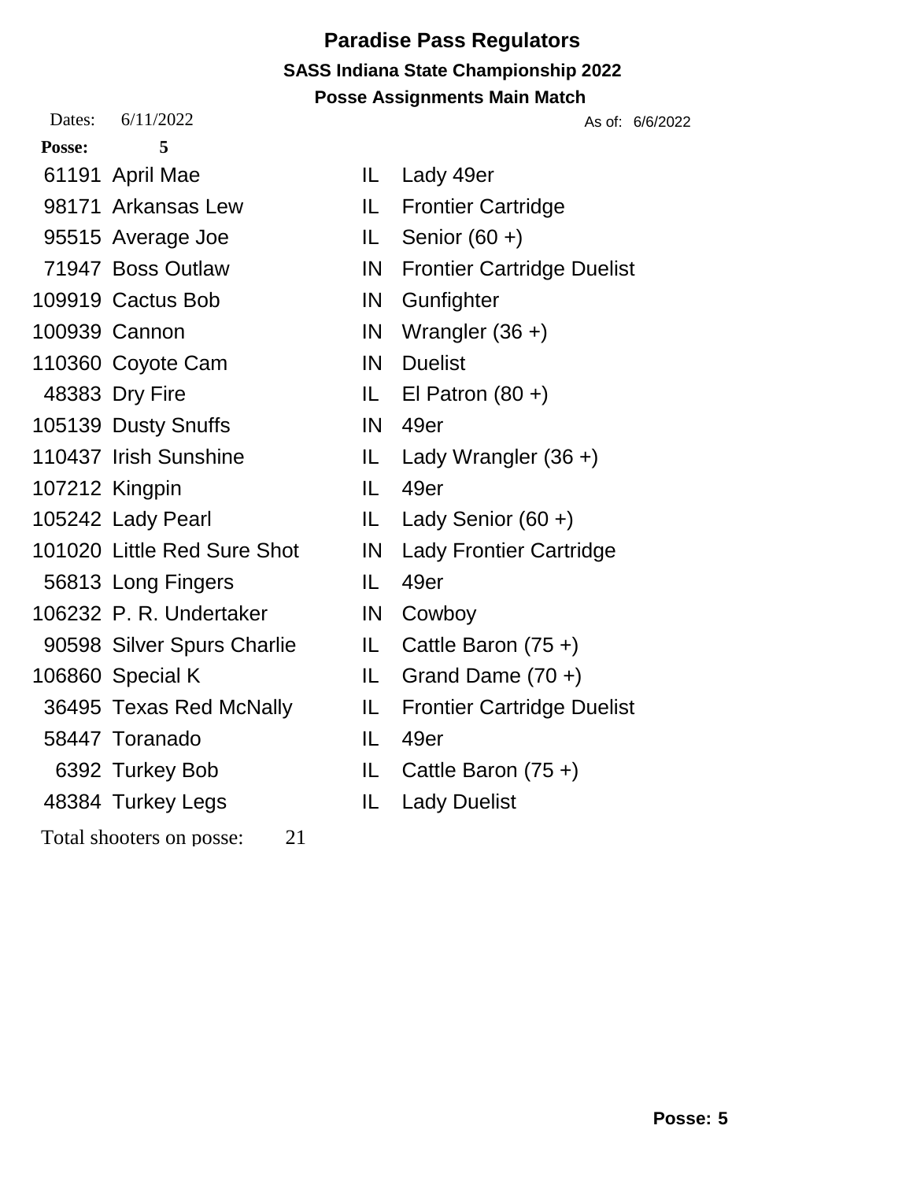# Paradise Pass Regulators

## SASS Indiana State Championship 2022

### Posse Assignments Main Match

Dates: 6/11/2022 As of: 6/6/2022

**Posse: 5**

| | | | |
|---|---|---|---|
| 61191 | April Mae | IL | Lady 49er |
| 98171 | Arkansas Lew | IL | Frontier Cartridge |
| 95515 | Average Joe | IL | Senior (60 +) |
| 71947 | Boss Outlaw | IN | Frontier Cartridge Duelist |
| 109919 | Cactus Bob | IN | Gunfighter |
| 100939 | Cannon | IN | Wrangler (36 +) |
| 110360 | Coyote Cam | IN | Duelist |
| 48383 | Dry Fire | IL | El Patron (80 +) |
| 105139 | Dusty Snuffs | IN | 49er |
| 110437 | Irish Sunshine | IL | Lady Wrangler (36 +) |
| 107212 | Kingpin | IL | 49er |
| 105242 | Lady Pearl | IL | Lady Senior (60 +) |
| 101020 | Little Red Sure Shot | IN | Lady Frontier Cartridge |
| 56813 | Long Fingers | IL | 49er |
| 106232 | P. R. Undertaker | IN | Cowboy |
| 90598 | Silver Spurs Charlie | IL | Cattle Baron (75 +) |
| 106860 | Special K | IL | Grand Dame (70 +) |
| 36495 | Texas Red McNally | IL | Frontier Cartridge Duelist |
| 58447 | Toranado | IL | 49er |
| 6392 | Turkey Bob | IL | Cattle Baron (75 +) |
| 48384 | Turkey Legs | IL | Lady Duelist |

Total shooters on posse: 21

**Posse: 5**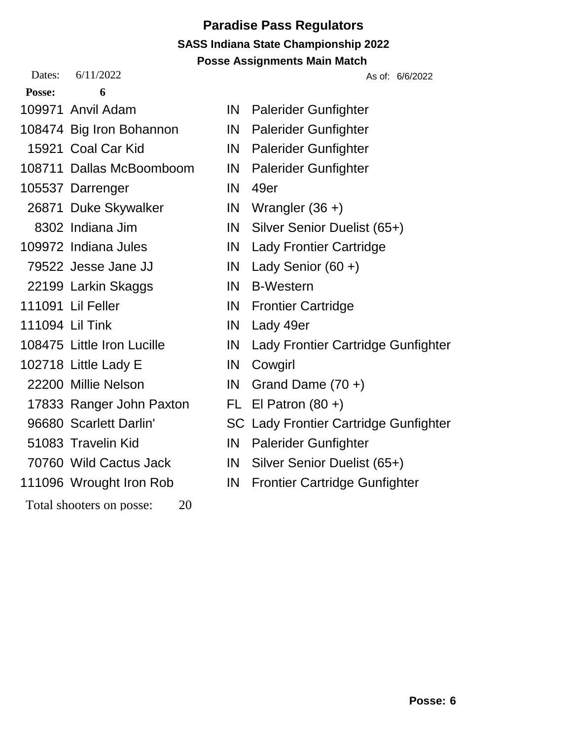# Paradise Pass Regulators

## SASS Indiana State Championship 2022

### Posse Assignments Main Match

Dates: 6/11/2022 As of: 6/6/2022

**Posse: 6**

| | | | |
|---|---|---|---|
| 109971 | Anvil Adam | IN | Palerider Gunfighter |
| 108474 | Big Iron Bohannon | IN | Palerider Gunfighter |
| 15921 | Coal Car Kid | IN | Palerider Gunfighter |
| 108711 | Dallas McBoomboom | IN | Palerider Gunfighter |
| 105537 | Darrenger | IN | 49er |
| 26871 | Duke Skywalker | IN | Wrangler (36 +) |
| 8302 | Indiana Jim | IN | Silver Senior Duelist (65+) |
| 109972 | Indiana Jules | IN | Lady Frontier Cartridge |
| 79522 | Jesse Jane JJ | IN | Lady Senior (60 +) |
| 22199 | Larkin Skaggs | IN | B-Western |
| 111091 | Lil Feller | IN | Frontier Cartridge |
| 111094 | Lil Tink | IN | Lady 49er |
| 108475 | Little Iron Lucille | IN | Lady Frontier Cartridge Gunfighter |
| 102718 | Little Lady E | IN | Cowgirl |
| 22200 | Millie Nelson | IN | Grand Dame (70 +) |
| 17833 | Ranger John Paxton | FL | El Patron (80 +) |
| 96680 | Scarlett Darlin' | SC | Lady Frontier Cartridge Gunfighter |
| 51083 | Travelin Kid | IN | Palerider Gunfighter |
| 70760 | Wild Cactus Jack | IN | Silver Senior Duelist (65+) |
| 111096 | Wrought Iron Rob | IN | Frontier Cartridge Gunfighter |

Total shooters on posse: 20

**Posse: 6**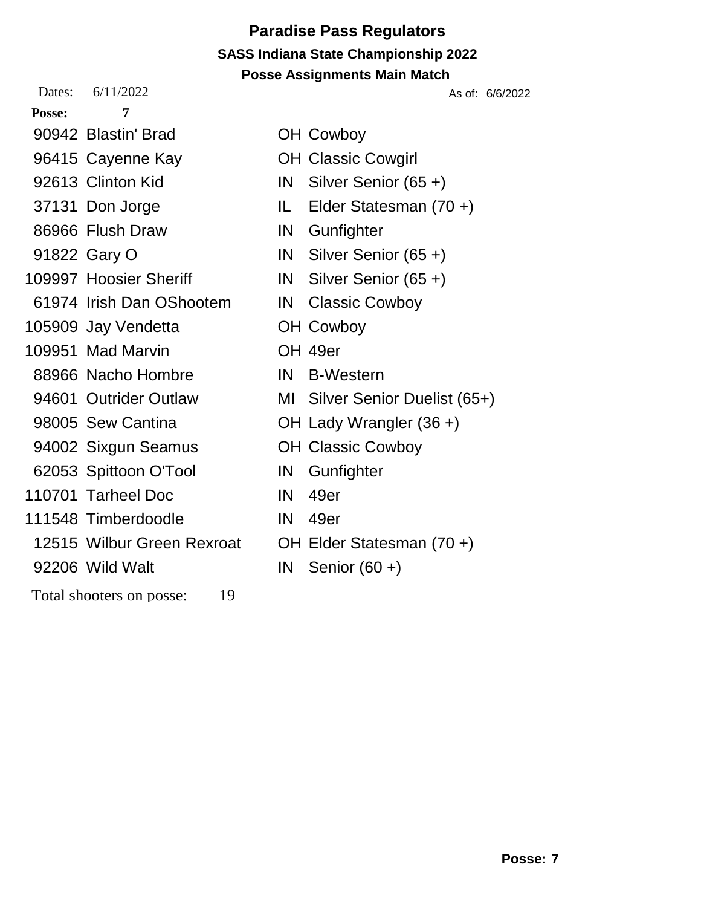# Paradise Pass Regulators

## SASS Indiana State Championship 2022

### Posse Assignments Main Match

Dates: 6/11/2022 As of: 6/6/2022

**Posse: 7**

| SASS # | Name | State | Category |
|---|---|---|---|
| 90942 | Blastin' Brad | OH | Cowboy |
| 96415 | Cayenne Kay | OH | Classic Cowgirl |
| 92613 | Clinton Kid | IN | Silver Senior (65 +) |
| 37131 | Don Jorge | IL | Elder Statesman (70 +) |
| 86966 | Flush Draw | IN | Gunfighter |
| 91822 | Gary O | IN | Silver Senior (65 +) |
| 109997 | Hoosier Sheriff | IN | Silver Senior (65 +) |
| 61974 | Irish Dan OShootem | IN | Classic Cowboy |
| 105909 | Jay Vendetta | OH | Cowboy |
| 109951 | Mad Marvin | OH | 49er |
| 88966 | Nacho Hombre | IN | B-Western |
| 94601 | Outrider Outlaw | MI | Silver Senior Duelist (65+) |
| 98005 | Sew Cantina | OH | Lady Wrangler (36 +) |
| 94002 | Sixgun Seamus | OH | Classic Cowboy |
| 62053 | Spittoon O'Tool | IN | Gunfighter |
| 110701 | Tarheel Doc | IN | 49er |
| 111548 | Timberdoodle | IN | 49er |
| 12515 | Wilbur Green Rexroat | OH | Elder Statesman (70 +) |
| 92206 | Wild Walt | IN | Senior (60 +) |

Total shooters on posse: 19

**Posse: 7**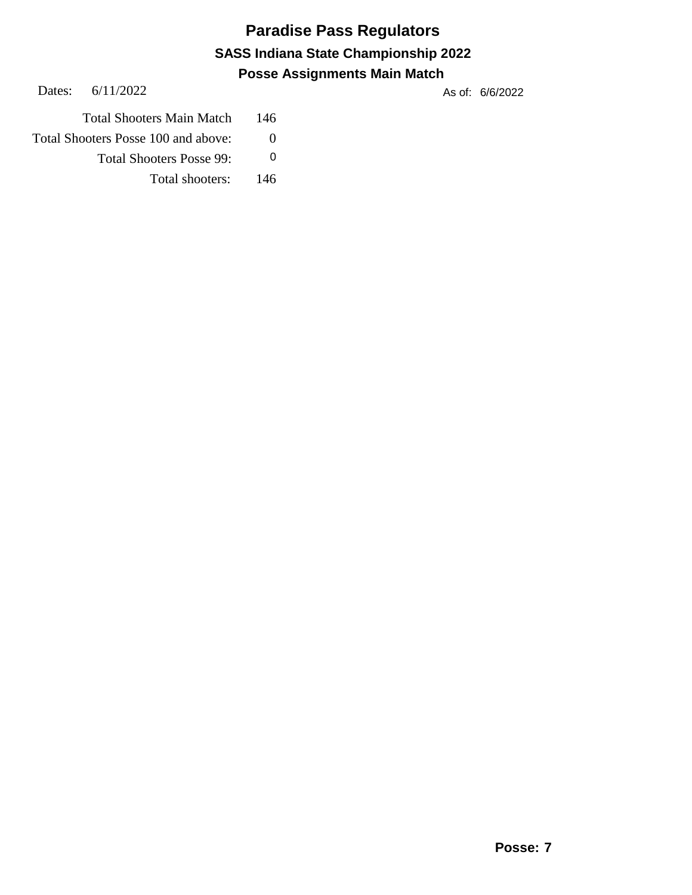# Paradise Pass Regulators

## SASS Indiana State Championship 2022

### Posse Assignments Main Match

Dates: 6/11/2022

As of: 6/6/2022

| | |
|---|---|
| Total Shooters Main Match | 146 |
| Total Shooters Posse 100 and above: | 0 |
| Total Shooters Posse 99: | 0 |
| Total shooters: | 146 |

**Posse: 7**